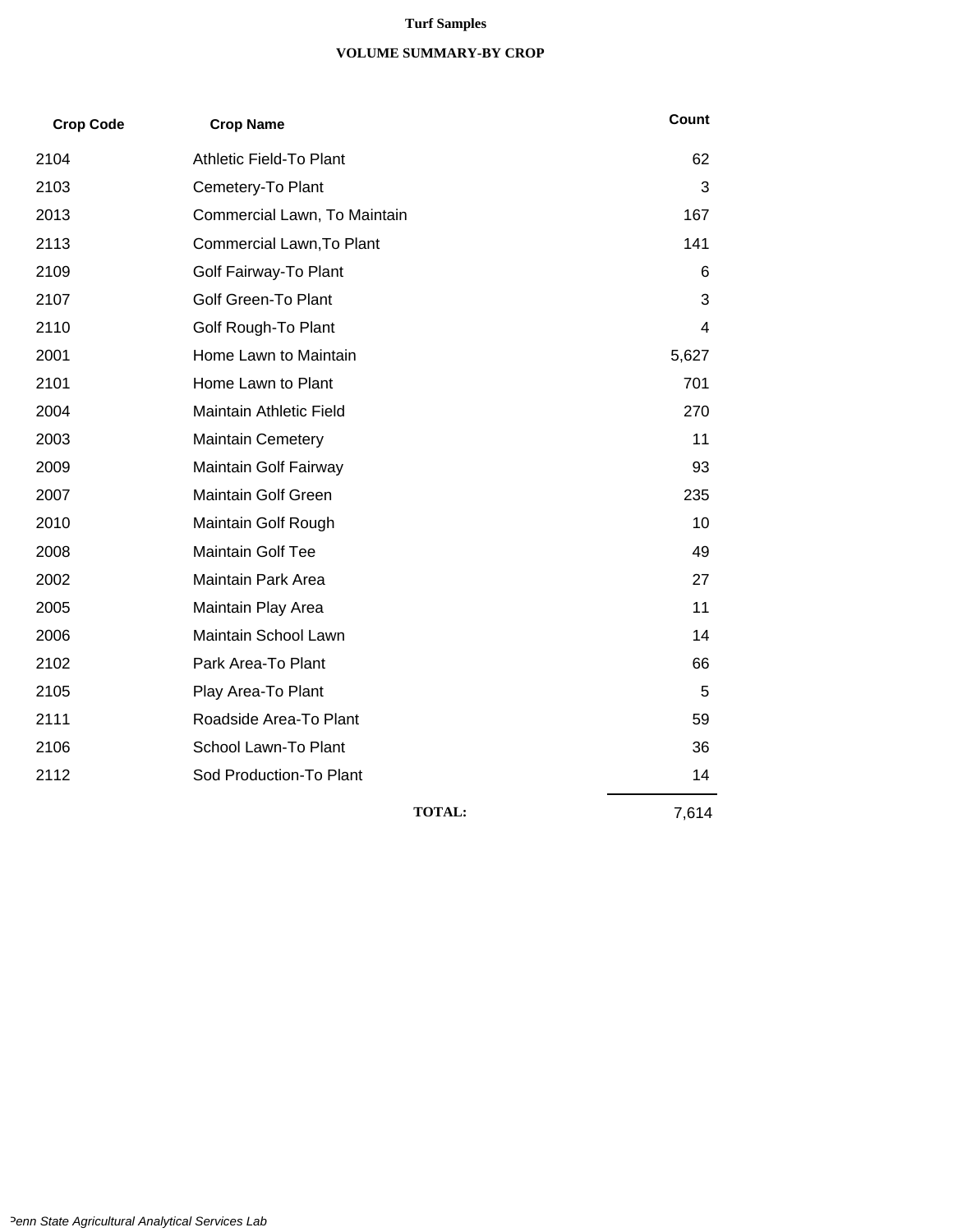# Turf Samples

## VOLUME SUMMARY-BY CROP

| Crop Code | Crop Name | Count |
|---|---|---|
| 2104 | Athletic Field-To Plant | 62 |
| 2103 | Cemetery-To Plant | 3 |
| 2013 | Commercial Lawn, To Maintain | 167 |
| 2113 | Commercial Lawn,To Plant | 141 |
| 2109 | Golf Fairway-To Plant | 6 |
| 2107 | Golf Green-To Plant | 3 |
| 2110 | Golf Rough-To Plant | 4 |
| 2001 | Home Lawn to Maintain | 5,627 |
| 2101 | Home Lawn to Plant | 701 |
| 2004 | Maintain Athletic Field | 270 |
| 2003 | Maintain Cemetery | 11 |
| 2009 | Maintain Golf Fairway | 93 |
| 2007 | Maintain Golf Green | 235 |
| 2010 | Maintain Golf Rough | 10 |
| 2008 | Maintain Golf Tee | 49 |
| 2002 | Maintain Park Area | 27 |
| 2005 | Maintain Play Area | 11 |
| 2006 | Maintain School Lawn | 14 |
| 2102 | Park Area-To Plant | 66 |
| 2105 | Play Area-To Plant | 5 |
| 2111 | Roadside Area-To Plant | 59 |
| 2106 | School Lawn-To Plant | 36 |
| 2112 | Sod Production-To Plant | 14 |
| | **TOTAL:** | 7,614 |

*Penn State Agricultural Analytical Services Lab*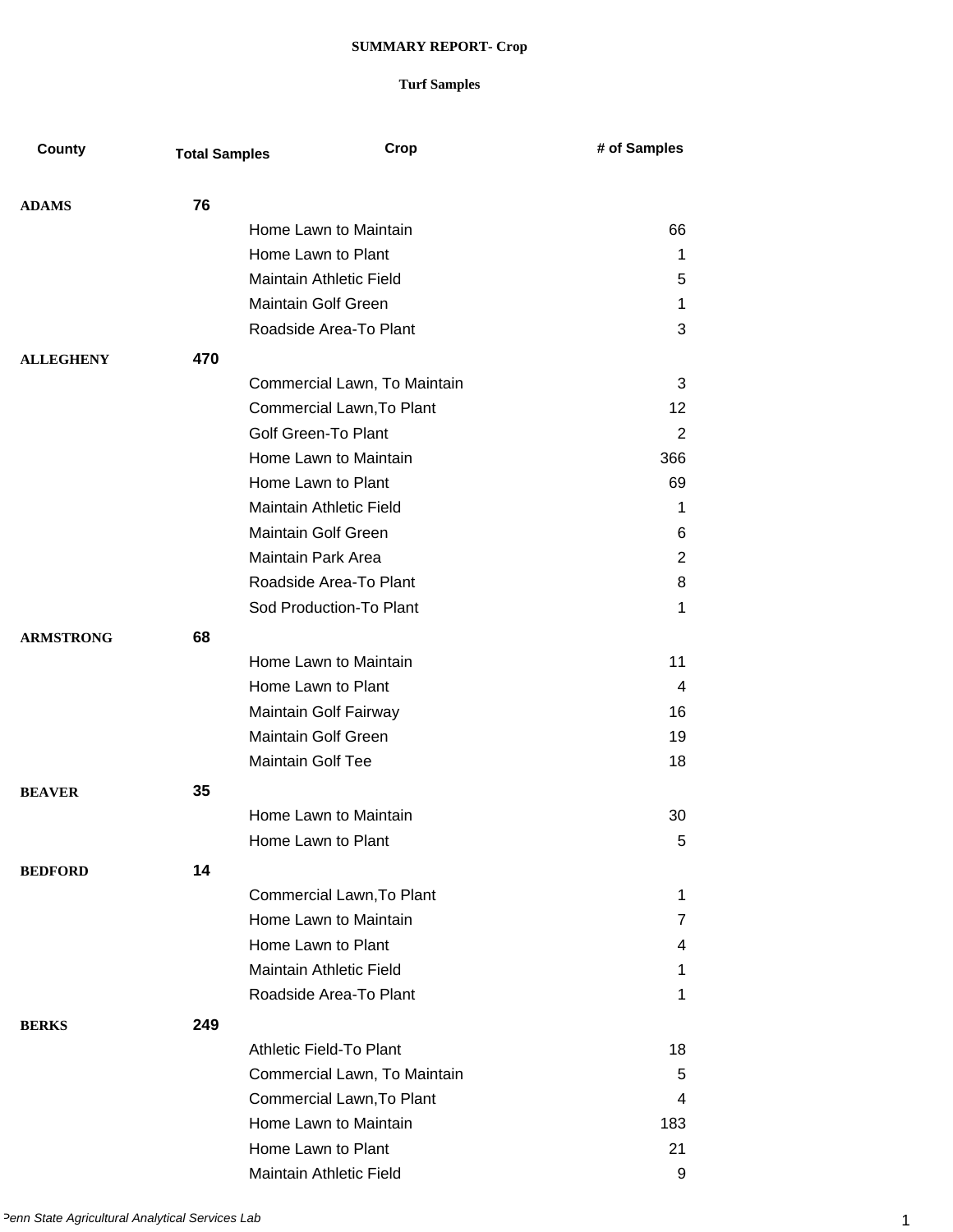**SUMMARY REPORT- Crop**

**Turf Samples**

| County | Total Samples | Crop | # of Samples |
|---|---|---|---|
| **ADAMS** | **76** | | |
| | | Home Lawn to Maintain | 66 |
| | | Home Lawn to Plant | 1 |
| | | Maintain Athletic Field | 5 |
| | | Maintain Golf Green | 1 |
| | | Roadside Area-To Plant | 3 |
| **ALLEGHENY** | **470** | | |
| | | Commercial Lawn, To Maintain | 3 |
| | | Commercial Lawn,To Plant | 12 |
| | | Golf Green-To Plant | 2 |
| | | Home Lawn to Maintain | 366 |
| | | Home Lawn to Plant | 69 |
| | | Maintain Athletic Field | 1 |
| | | Maintain Golf Green | 6 |
| | | Maintain Park Area | 2 |
| | | Roadside Area-To Plant | 8 |
| | | Sod Production-To Plant | 1 |
| **ARMSTRONG** | **68** | | |
| | | Home Lawn to Maintain | 11 |
| | | Home Lawn to Plant | 4 |
| | | Maintain Golf Fairway | 16 |
| | | Maintain Golf Green | 19 |
| | | Maintain Golf Tee | 18 |
| **BEAVER** | **35** | | |
| | | Home Lawn to Maintain | 30 |
| | | Home Lawn to Plant | 5 |
| **BEDFORD** | **14** | | |
| | | Commercial Lawn,To Plant | 1 |
| | | Home Lawn to Maintain | 7 |
| | | Home Lawn to Plant | 4 |
| | | Maintain Athletic Field | 1 |
| | | Roadside Area-To Plant | 1 |
| **BERKS** | **249** | | |
| | | Athletic Field-To Plant | 18 |
| | | Commercial Lawn, To Maintain | 5 |
| | | Commercial Lawn,To Plant | 4 |
| | | Home Lawn to Maintain | 183 |
| | | Home Lawn to Plant | 21 |
| | | Maintain Athletic Field | 9 |

*Penn State Agricultural Analytical Services Lab*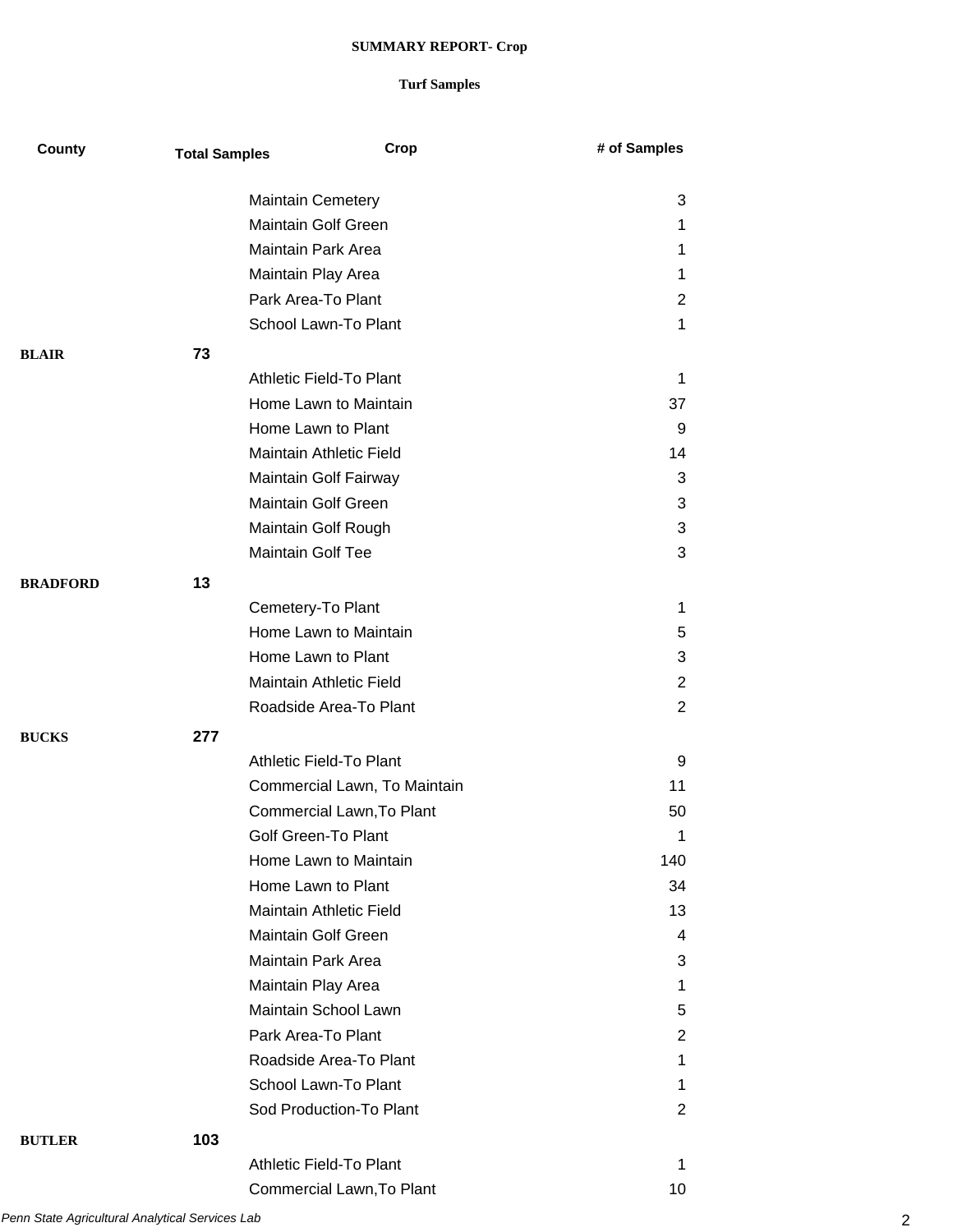**SUMMARY REPORT- Crop**

**Turf Samples**

| County | Total Samples | Crop | # of Samples |
|---|---|---|---|
| | | Maintain Cemetery | 3 |
| | | Maintain Golf Green | 1 |
| | | Maintain Park Area | 1 |
| | | Maintain Play Area | 1 |
| | | Park Area-To Plant | 2 |
| | | School Lawn-To Plant | 1 |
| **BLAIR** | **73** | | |
| | | Athletic Field-To Plant | 1 |
| | | Home Lawn to Maintain | 37 |
| | | Home Lawn to Plant | 9 |
| | | Maintain Athletic Field | 14 |
| | | Maintain Golf Fairway | 3 |
| | | Maintain Golf Green | 3 |
| | | Maintain Golf Rough | 3 |
| | | Maintain Golf Tee | 3 |
| **BRADFORD** | **13** | | |
| | | Cemetery-To Plant | 1 |
| | | Home Lawn to Maintain | 5 |
| | | Home Lawn to Plant | 3 |
| | | Maintain Athletic Field | 2 |
| | | Roadside Area-To Plant | 2 |
| **BUCKS** | **277** | | |
| | | Athletic Field-To Plant | 9 |
| | | Commercial Lawn, To Maintain | 11 |
| | | Commercial Lawn,To Plant | 50 |
| | | Golf Green-To Plant | 1 |
| | | Home Lawn to Maintain | 140 |
| | | Home Lawn to Plant | 34 |
| | | Maintain Athletic Field | 13 |
| | | Maintain Golf Green | 4 |
| | | Maintain Park Area | 3 |
| | | Maintain Play Area | 1 |
| | | Maintain School Lawn | 5 |
| | | Park Area-To Plant | 2 |
| | | Roadside Area-To Plant | 1 |
| | | School Lawn-To Plant | 1 |
| | | Sod Production-To Plant | 2 |
| **BUTLER** | **103** | | |
| | | Athletic Field-To Plant | 1 |
| | | Commercial Lawn,To Plant | 10 |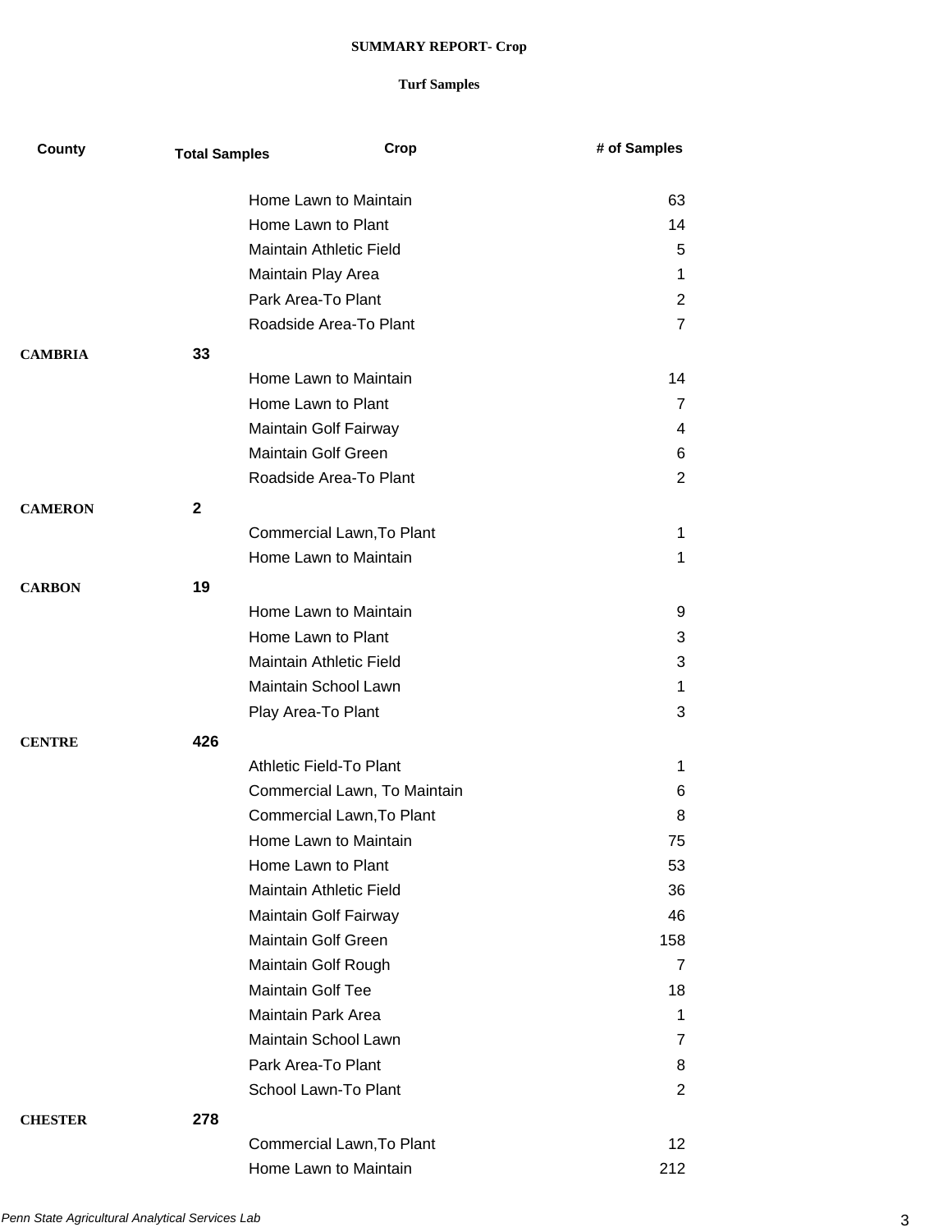**SUMMARY REPORT- Crop**

**Turf Samples**

| County | Total Samples | Crop | # of Samples |
|---|---|---|---|
| | | Home Lawn to Maintain | 63 |
| | | Home Lawn to Plant | 14 |
| | | Maintain Athletic Field | 5 |
| | | Maintain Play Area | 1 |
| | | Park Area-To Plant | 2 |
| | | Roadside Area-To Plant | 7 |
| **CAMBRIA** | **33** | | |
| | | Home Lawn to Maintain | 14 |
| | | Home Lawn to Plant | 7 |
| | | Maintain Golf Fairway | 4 |
| | | Maintain Golf Green | 6 |
| | | Roadside Area-To Plant | 2 |
| **CAMERON** | **2** | | |
| | | Commercial Lawn,To Plant | 1 |
| | | Home Lawn to Maintain | 1 |
| **CARBON** | **19** | | |
| | | Home Lawn to Maintain | 9 |
| | | Home Lawn to Plant | 3 |
| | | Maintain Athletic Field | 3 |
| | | Maintain School Lawn | 1 |
| | | Play Area-To Plant | 3 |
| **CENTRE** | **426** | | |
| | | Athletic Field-To Plant | 1 |
| | | Commercial Lawn, To Maintain | 6 |
| | | Commercial Lawn,To Plant | 8 |
| | | Home Lawn to Maintain | 75 |
| | | Home Lawn to Plant | 53 |
| | | Maintain Athletic Field | 36 |
| | | Maintain Golf Fairway | 46 |
| | | Maintain Golf Green | 158 |
| | | Maintain Golf Rough | 7 |
| | | Maintain Golf Tee | 18 |
| | | Maintain Park Area | 1 |
| | | Maintain School Lawn | 7 |
| | | Park Area-To Plant | 8 |
| | | School Lawn-To Plant | 2 |
| **CHESTER** | **278** | | |
| | | Commercial Lawn,To Plant | 12 |
| | | Home Lawn to Maintain | 212 |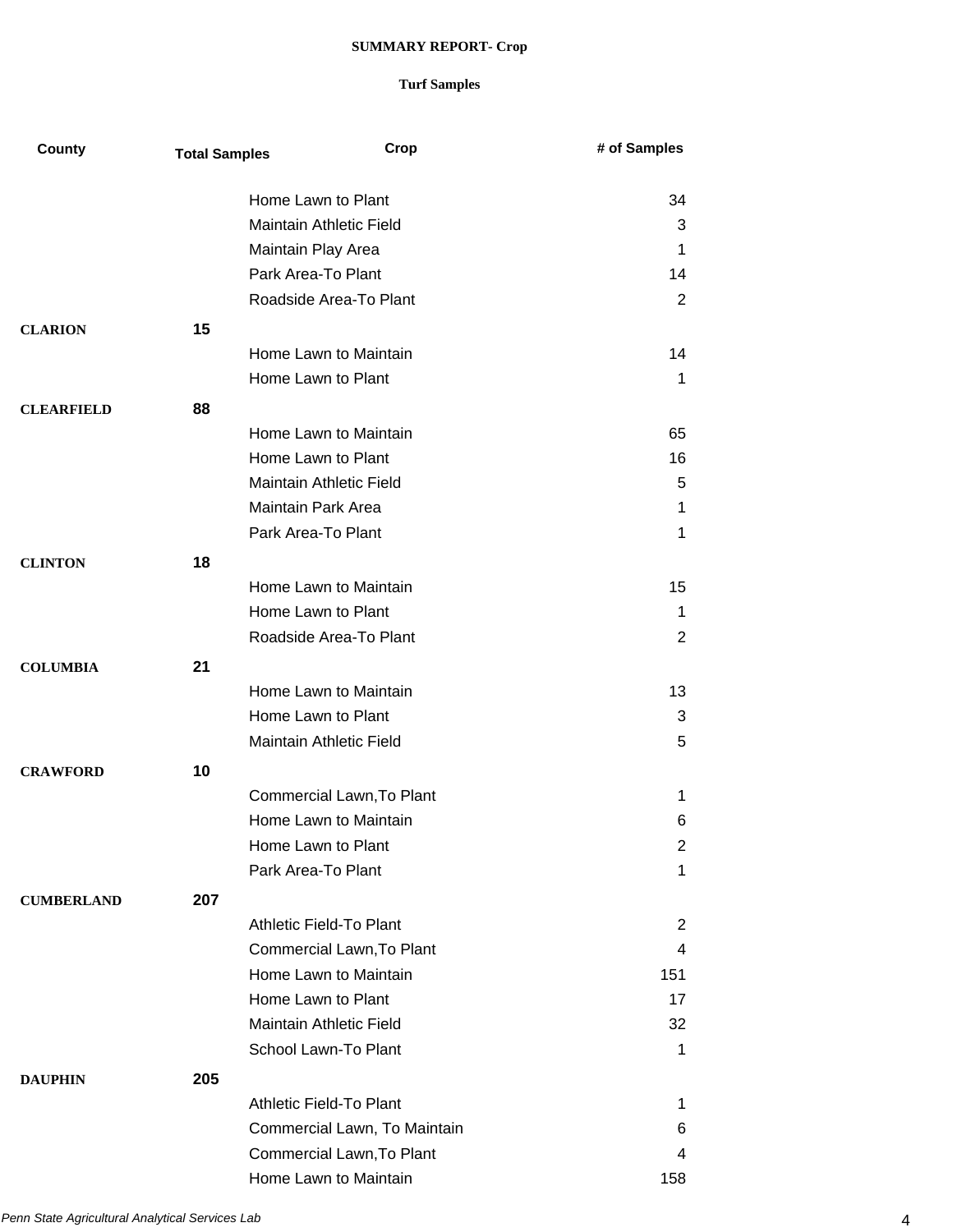**SUMMARY REPORT- Crop**

**Turf Samples**

| County | Total Samples | Crop | # of Samples |
|---|---|---|---|
| | | Home Lawn to Plant | 34 |
| | | Maintain Athletic Field | 3 |
| | | Maintain Play Area | 1 |
| | | Park Area-To Plant | 14 |
| | | Roadside Area-To Plant | 2 |
| **CLARION** | **15** | | |
| | | Home Lawn to Maintain | 14 |
| | | Home Lawn to Plant | 1 |
| **CLEARFIELD** | **88** | | |
| | | Home Lawn to Maintain | 65 |
| | | Home Lawn to Plant | 16 |
| | | Maintain Athletic Field | 5 |
| | | Maintain Park Area | 1 |
| | | Park Area-To Plant | 1 |
| **CLINTON** | **18** | | |
| | | Home Lawn to Maintain | 15 |
| | | Home Lawn to Plant | 1 |
| | | Roadside Area-To Plant | 2 |
| **COLUMBIA** | **21** | | |
| | | Home Lawn to Maintain | 13 |
| | | Home Lawn to Plant | 3 |
| | | Maintain Athletic Field | 5 |
| **CRAWFORD** | **10** | | |
| | | Commercial Lawn,To Plant | 1 |
| | | Home Lawn to Maintain | 6 |
| | | Home Lawn to Plant | 2 |
| | | Park Area-To Plant | 1 |
| **CUMBERLAND** | **207** | | |
| | | Athletic Field-To Plant | 2 |
| | | Commercial Lawn,To Plant | 4 |
| | | Home Lawn to Maintain | 151 |
| | | Home Lawn to Plant | 17 |
| | | Maintain Athletic Field | 32 |
| | | School Lawn-To Plant | 1 |
| **DAUPHIN** | **205** | | |
| | | Athletic Field-To Plant | 1 |
| | | Commercial Lawn, To Maintain | 6 |
| | | Commercial Lawn,To Plant | 4 |
| | | Home Lawn to Maintain | 158 |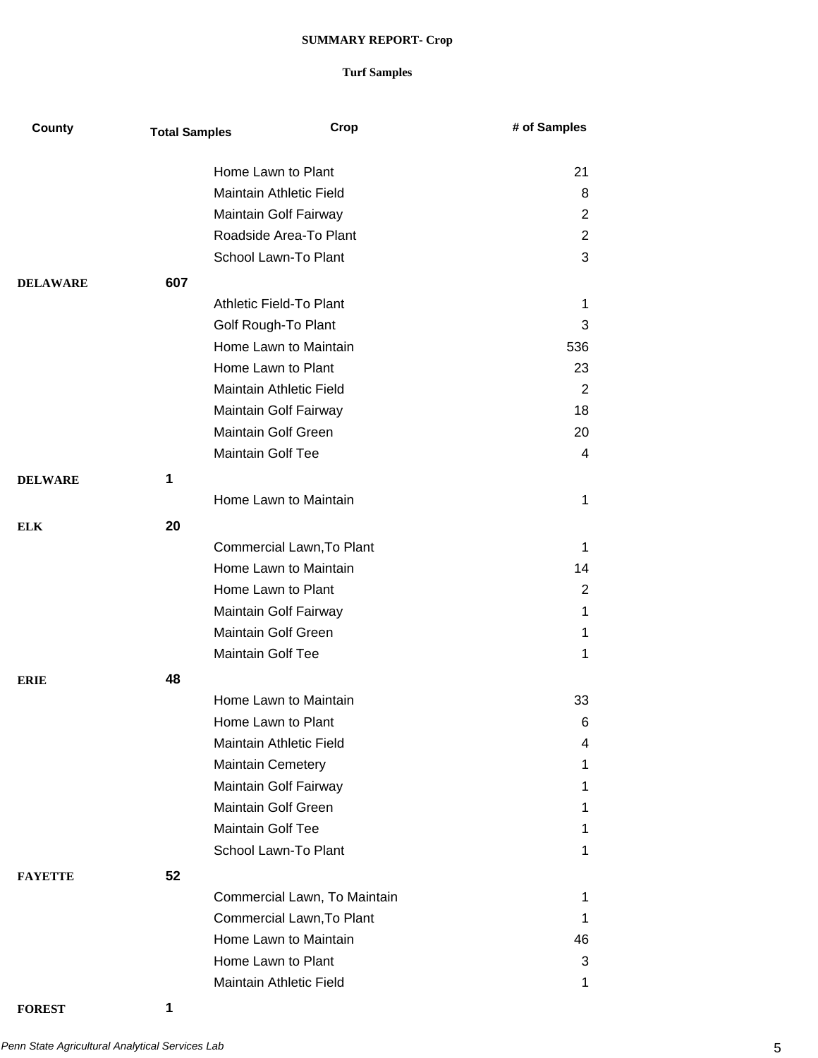**SUMMARY REPORT- Crop**

**Turf Samples**

| County | Total Samples | Crop | # of Samples |
|---|---|---|---|
| | | Home Lawn to Plant | 21 |
| | | Maintain Athletic Field | 8 |
| | | Maintain Golf Fairway | 2 |
| | | Roadside Area-To Plant | 2 |
| | | School Lawn-To Plant | 3 |
| **DELAWARE** | **607** | | |
| | | Athletic Field-To Plant | 1 |
| | | Golf Rough-To Plant | 3 |
| | | Home Lawn to Maintain | 536 |
| | | Home Lawn to Plant | 23 |
| | | Maintain Athletic Field | 2 |
| | | Maintain Golf Fairway | 18 |
| | | Maintain Golf Green | 20 |
| | | Maintain Golf Tee | 4 |
| **DELWARE** | **1** | | |
| | | Home Lawn to Maintain | 1 |
| **ELK** | **20** | | |
| | | Commercial Lawn,To Plant | 1 |
| | | Home Lawn to Maintain | 14 |
| | | Home Lawn to Plant | 2 |
| | | Maintain Golf Fairway | 1 |
| | | Maintain Golf Green | 1 |
| | | Maintain Golf Tee | 1 |
| **ERIE** | **48** | | |
| | | Home Lawn to Maintain | 33 |
| | | Home Lawn to Plant | 6 |
| | | Maintain Athletic Field | 4 |
| | | Maintain Cemetery | 1 |
| | | Maintain Golf Fairway | 1 |
| | | Maintain Golf Green | 1 |
| | | Maintain Golf Tee | 1 |
| | | School Lawn-To Plant | 1 |
| **FAYETTE** | **52** | | |
| | | Commercial Lawn, To Maintain | 1 |
| | | Commercial Lawn,To Plant | 1 |
| | | Home Lawn to Maintain | 46 |
| | | Home Lawn to Plant | 3 |
| | | Maintain Athletic Field | 1 |
| **FOREST** | **1** | | |

*Penn State Agricultural Analytical Services Lab*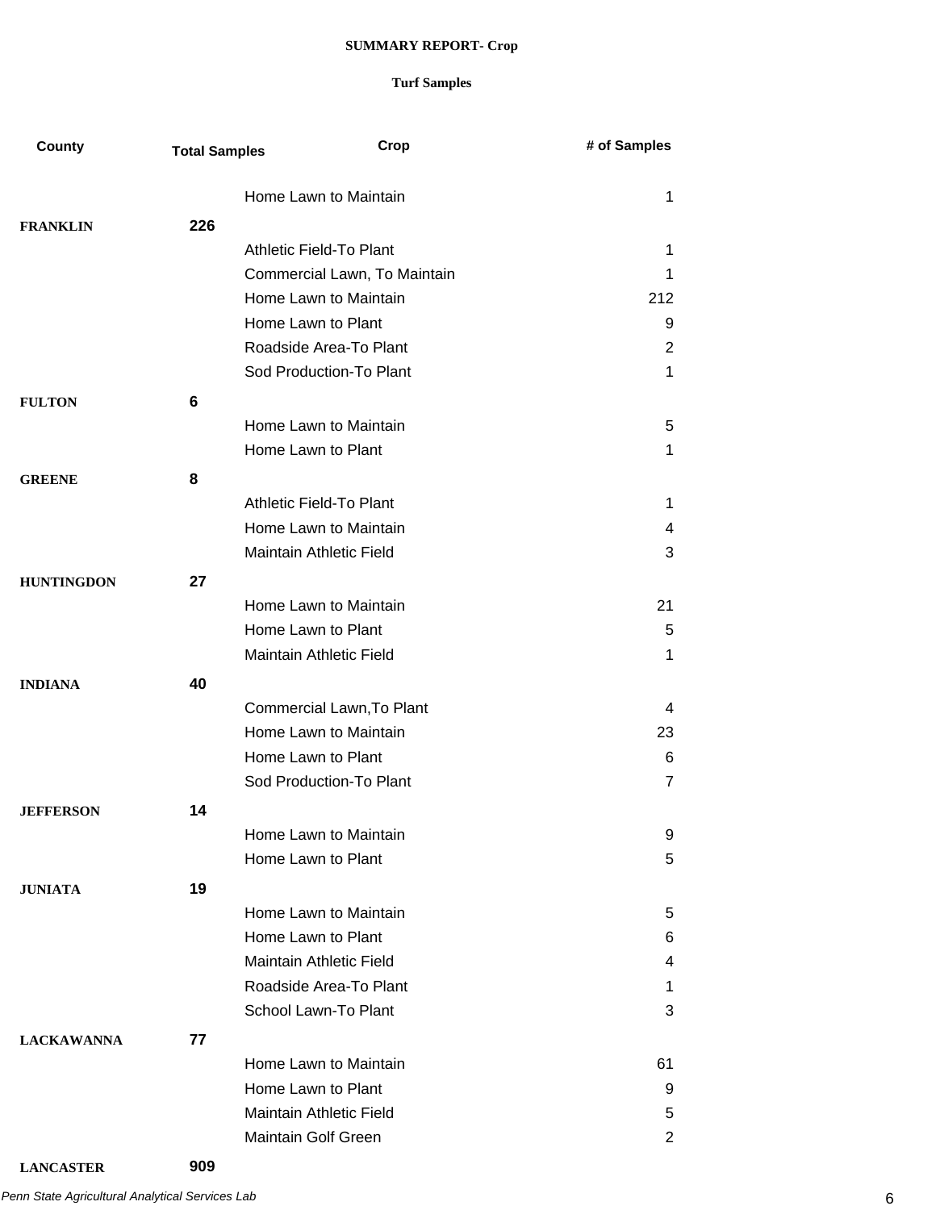**SUMMARY REPORT- Crop**

**Turf Samples**

| County | Total Samples | Crop | # of Samples |
|---|---|---|---|
| | | Home Lawn to Maintain | 1 |
| **FRANKLIN** | **226** | | |
| | | Athletic Field-To Plant | 1 |
| | | Commercial Lawn, To Maintain | 1 |
| | | Home Lawn to Maintain | 212 |
| | | Home Lawn to Plant | 9 |
| | | Roadside Area-To Plant | 2 |
| | | Sod Production-To Plant | 1 |
| **FULTON** | **6** | | |
| | | Home Lawn to Maintain | 5 |
| | | Home Lawn to Plant | 1 |
| **GREENE** | **8** | | |
| | | Athletic Field-To Plant | 1 |
| | | Home Lawn to Maintain | 4 |
| | | Maintain Athletic Field | 3 |
| **HUNTINGDON** | **27** | | |
| | | Home Lawn to Maintain | 21 |
| | | Home Lawn to Plant | 5 |
| | | Maintain Athletic Field | 1 |
| **INDIANA** | **40** | | |
| | | Commercial Lawn,To Plant | 4 |
| | | Home Lawn to Maintain | 23 |
| | | Home Lawn to Plant | 6 |
| | | Sod Production-To Plant | 7 |
| **JEFFERSON** | **14** | | |
| | | Home Lawn to Maintain | 9 |
| | | Home Lawn to Plant | 5 |
| **JUNIATA** | **19** | | |
| | | Home Lawn to Maintain | 5 |
| | | Home Lawn to Plant | 6 |
| | | Maintain Athletic Field | 4 |
| | | Roadside Area-To Plant | 1 |
| | | School Lawn-To Plant | 3 |
| **LACKAWANNA** | **77** | | |
| | | Home Lawn to Maintain | 61 |
| | | Home Lawn to Plant | 9 |
| | | Maintain Athletic Field | 5 |
| | | Maintain Golf Green | 2 |
| **LANCASTER** | **909** | | |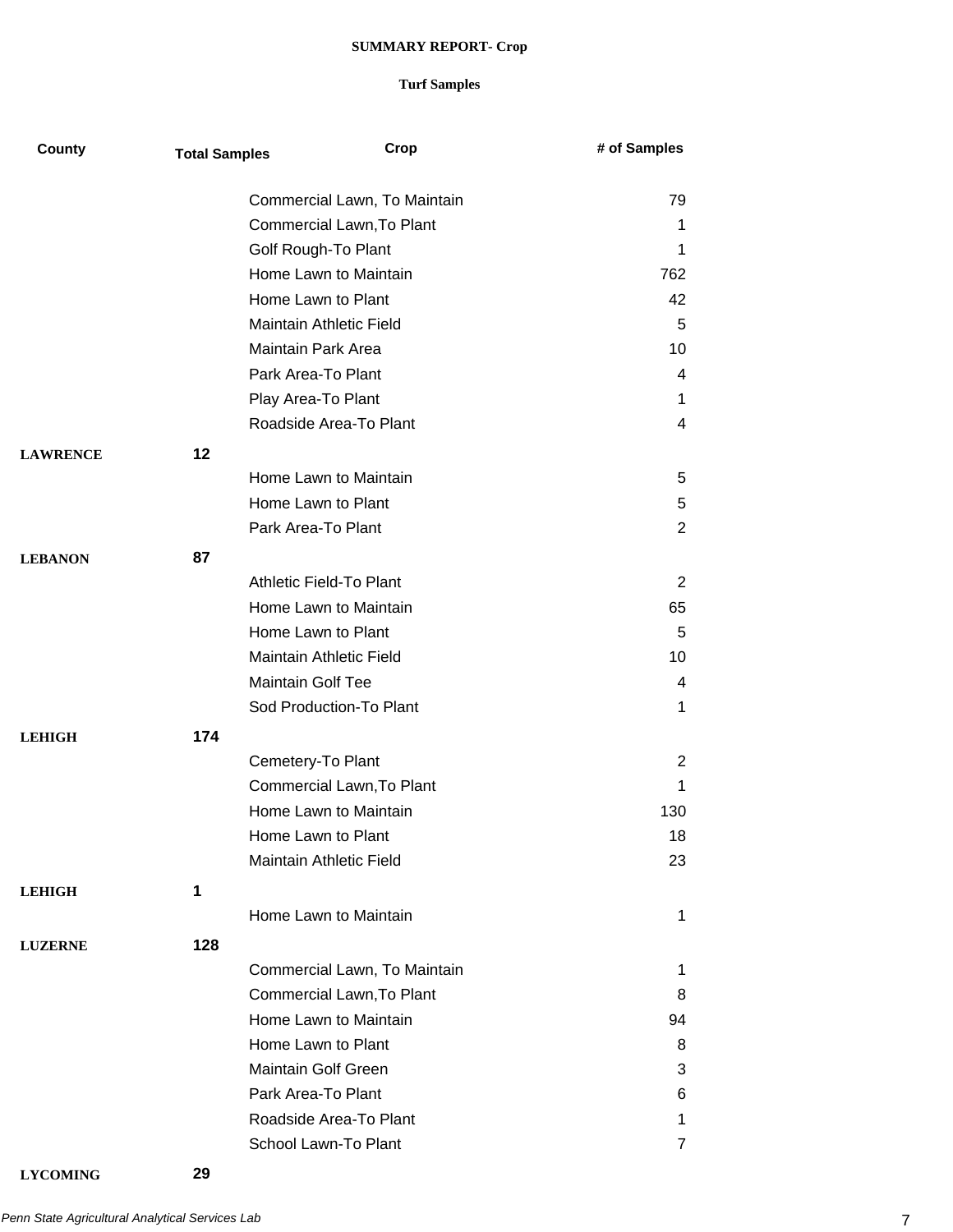**SUMMARY REPORT- Crop**

**Turf Samples**

| County | Total Samples | Crop | # of Samples |
|---|---|---|---|
| | | Commercial Lawn, To Maintain | 79 |
| | | Commercial Lawn,To Plant | 1 |
| | | Golf Rough-To Plant | 1 |
| | | Home Lawn to Maintain | 762 |
| | | Home Lawn to Plant | 42 |
| | | Maintain Athletic Field | 5 |
| | | Maintain Park Area | 10 |
| | | Park Area-To Plant | 4 |
| | | Play Area-To Plant | 1 |
| | | Roadside Area-To Plant | 4 |
| **LAWRENCE** | **12** | | |
| | | Home Lawn to Maintain | 5 |
| | | Home Lawn to Plant | 5 |
| | | Park Area-To Plant | 2 |
| **LEBANON** | **87** | | |
| | | Athletic Field-To Plant | 2 |
| | | Home Lawn to Maintain | 65 |
| | | Home Lawn to Plant | 5 |
| | | Maintain Athletic Field | 10 |
| | | Maintain Golf Tee | 4 |
| | | Sod Production-To Plant | 1 |
| **LEHIGH** | **174** | | |
| | | Cemetery-To Plant | 2 |
| | | Commercial Lawn,To Plant | 1 |
| | | Home Lawn to Maintain | 130 |
| | | Home Lawn to Plant | 18 |
| | | Maintain Athletic Field | 23 |
| **LEHIGH** | **1** | | |
| | | Home Lawn to Maintain | 1 |
| **LUZERNE** | **128** | | |
| | | Commercial Lawn, To Maintain | 1 |
| | | Commercial Lawn,To Plant | 8 |
| | | Home Lawn to Maintain | 94 |
| | | Home Lawn to Plant | 8 |
| | | Maintain Golf Green | 3 |
| | | Park Area-To Plant | 6 |
| | | Roadside Area-To Plant | 1 |
| | | School Lawn-To Plant | 7 |
| **LYCOMING** | **29** | | |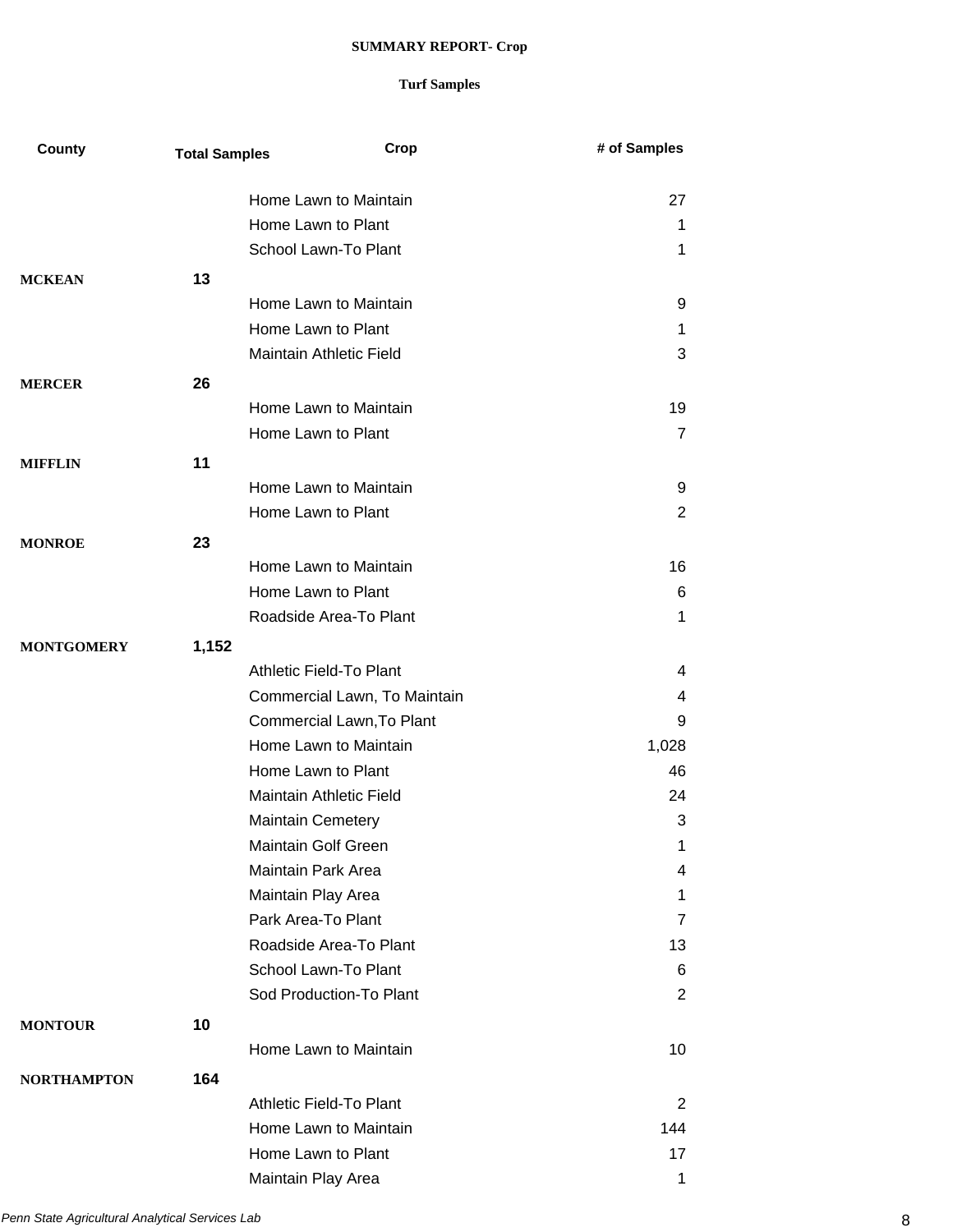**SUMMARY REPORT- Crop**

**Turf Samples**

| County | Total Samples | Crop | # of Samples |
|---|---|---|---|
| | | Home Lawn to Maintain | 27 |
| | | Home Lawn to Plant | 1 |
| | | School Lawn-To Plant | 1 |
| **MCKEAN** | **13** | | |
| | | Home Lawn to Maintain | 9 |
| | | Home Lawn to Plant | 1 |
| | | Maintain Athletic Field | 3 |
| **MERCER** | **26** | | |
| | | Home Lawn to Maintain | 19 |
| | | Home Lawn to Plant | 7 |
| **MIFFLIN** | **11** | | |
| | | Home Lawn to Maintain | 9 |
| | | Home Lawn to Plant | 2 |
| **MONROE** | **23** | | |
| | | Home Lawn to Maintain | 16 |
| | | Home Lawn to Plant | 6 |
| | | Roadside Area-To Plant | 1 |
| **MONTGOMERY** | **1,152** | | |
| | | Athletic Field-To Plant | 4 |
| | | Commercial Lawn, To Maintain | 4 |
| | | Commercial Lawn,To Plant | 9 |
| | | Home Lawn to Maintain | 1,028 |
| | | Home Lawn to Plant | 46 |
| | | Maintain Athletic Field | 24 |
| | | Maintain Cemetery | 3 |
| | | Maintain Golf Green | 1 |
| | | Maintain Park Area | 4 |
| | | Maintain Play Area | 1 |
| | | Park Area-To Plant | 7 |
| | | Roadside Area-To Plant | 13 |
| | | School Lawn-To Plant | 6 |
| | | Sod Production-To Plant | 2 |
| **MONTOUR** | **10** | | |
| | | Home Lawn to Maintain | 10 |
| **NORTHAMPTON** | **164** | | |
| | | Athletic Field-To Plant | 2 |
| | | Home Lawn to Maintain | 144 |
| | | Home Lawn to Plant | 17 |
| | | Maintain Play Area | 1 |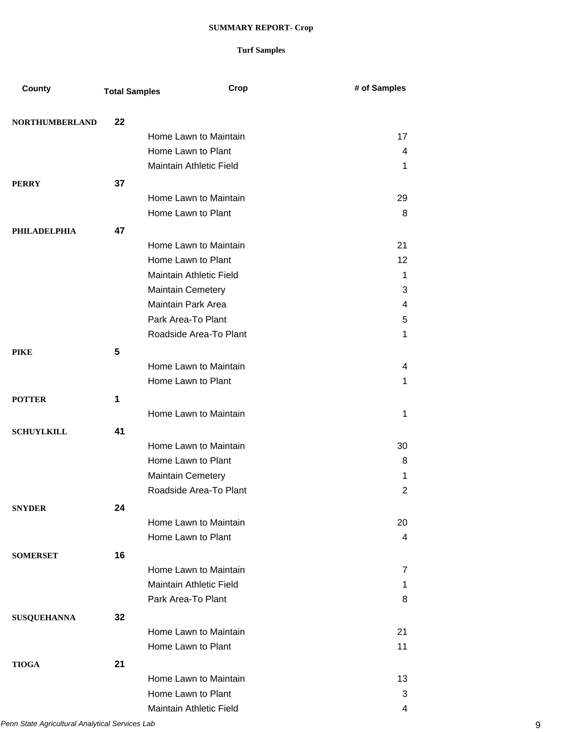**SUMMARY REPORT- Crop**

**Turf Samples**

| County | Total Samples | Crop | # of Samples |
|---|---|---|---|
| **NORTHUMBERLAND** | **22** | | |
| | | Home Lawn to Maintain | 17 |
| | | Home Lawn to Plant | 4 |
| | | Maintain Athletic Field | 1 |
| **PERRY** | **37** | | |
| | | Home Lawn to Maintain | 29 |
| | | Home Lawn to Plant | 8 |
| **PHILADELPHIA** | **47** | | |
| | | Home Lawn to Maintain | 21 |
| | | Home Lawn to Plant | 12 |
| | | Maintain Athletic Field | 1 |
| | | Maintain Cemetery | 3 |
| | | Maintain Park Area | 4 |
| | | Park Area-To Plant | 5 |
| | | Roadside Area-To Plant | 1 |
| **PIKE** | **5** | | |
| | | Home Lawn to Maintain | 4 |
| | | Home Lawn to Plant | 1 |
| **POTTER** | **1** | | |
| | | Home Lawn to Maintain | 1 |
| **SCHUYLKILL** | **41** | | |
| | | Home Lawn to Maintain | 30 |
| | | Home Lawn to Plant | 8 |
| | | Maintain Cemetery | 1 |
| | | Roadside Area-To Plant | 2 |
| **SNYDER** | **24** | | |
| | | Home Lawn to Maintain | 20 |
| | | Home Lawn to Plant | 4 |
| **SOMERSET** | **16** | | |
| | | Home Lawn to Maintain | 7 |
| | | Maintain Athletic Field | 1 |
| | | Park Area-To Plant | 8 |
| **SUSQUEHANNA** | **32** | | |
| | | Home Lawn to Maintain | 21 |
| | | Home Lawn to Plant | 11 |
| **TIOGA** | **21** | | |
| | | Home Lawn to Maintain | 13 |
| | | Home Lawn to Plant | 3 |
| | | Maintain Athletic Field | 4 |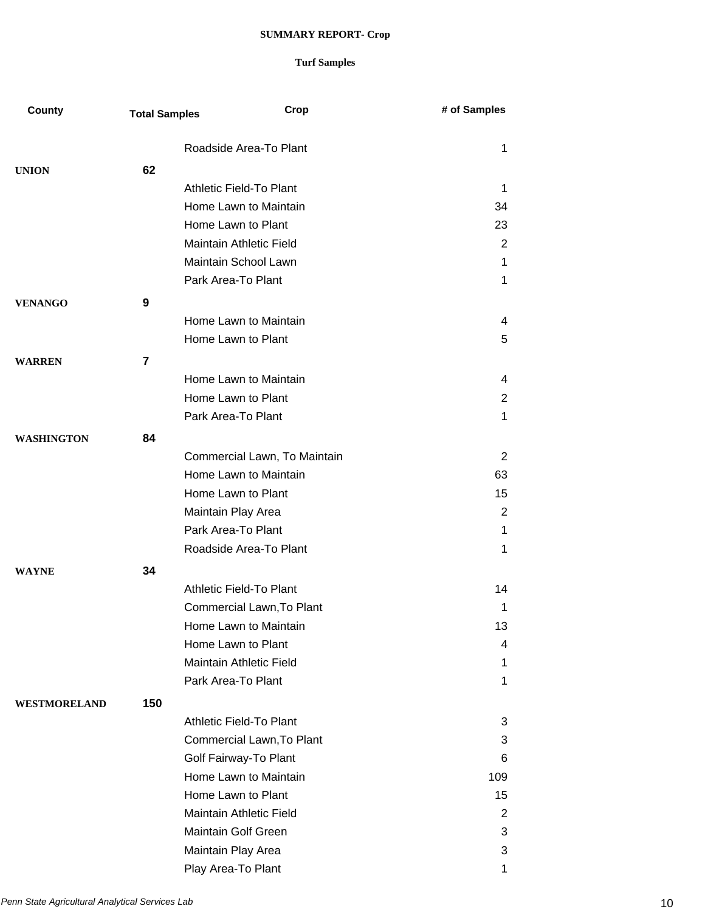**SUMMARY REPORT- Crop**

**Turf Samples**

| County | Total Samples | Crop | # of Samples |
|---|---|---|---|
| | | Roadside Area-To Plant | 1 |
| **UNION** | **62** | | |
| | | Athletic Field-To Plant | 1 |
| | | Home Lawn to Maintain | 34 |
| | | Home Lawn to Plant | 23 |
| | | Maintain Athletic Field | 2 |
| | | Maintain School Lawn | 1 |
| | | Park Area-To Plant | 1 |
| **VENANGO** | **9** | | |
| | | Home Lawn to Maintain | 4 |
| | | Home Lawn to Plant | 5 |
| **WARREN** | **7** | | |
| | | Home Lawn to Maintain | 4 |
| | | Home Lawn to Plant | 2 |
| | | Park Area-To Plant | 1 |
| **WASHINGTON** | **84** | | |
| | | Commercial Lawn, To Maintain | 2 |
| | | Home Lawn to Maintain | 63 |
| | | Home Lawn to Plant | 15 |
| | | Maintain Play Area | 2 |
| | | Park Area-To Plant | 1 |
| | | Roadside Area-To Plant | 1 |
| **WAYNE** | **34** | | |
| | | Athletic Field-To Plant | 14 |
| | | Commercial Lawn,To Plant | 1 |
| | | Home Lawn to Maintain | 13 |
| | | Home Lawn to Plant | 4 |
| | | Maintain Athletic Field | 1 |
| | | Park Area-To Plant | 1 |
| **WESTMORELAND** | **150** | | |
| | | Athletic Field-To Plant | 3 |
| | | Commercial Lawn,To Plant | 3 |
| | | Golf Fairway-To Plant | 6 |
| | | Home Lawn to Maintain | 109 |
| | | Home Lawn to Plant | 15 |
| | | Maintain Athletic Field | 2 |
| | | Maintain Golf Green | 3 |
| | | Maintain Play Area | 3 |
| | | Play Area-To Plant | 1 |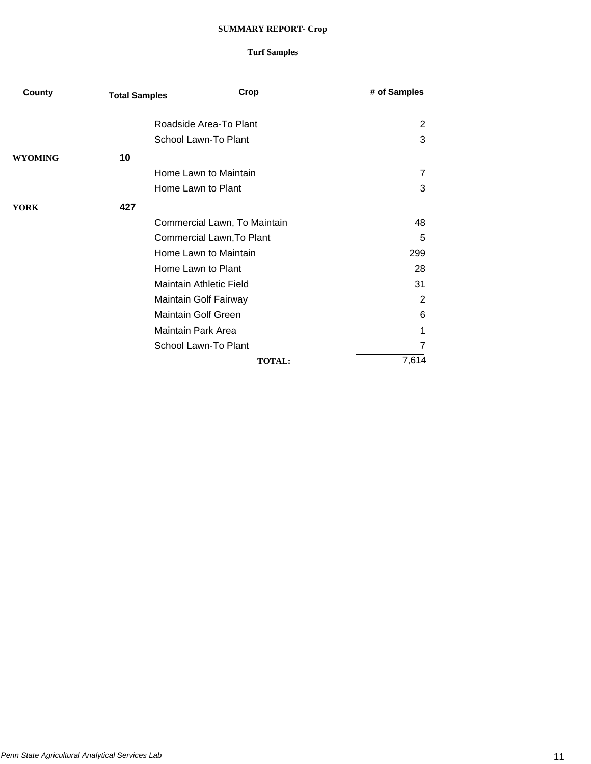**SUMMARY REPORT- Crop**

**Turf Samples**

| County | Total Samples | Crop | # of Samples |
|---|---|---|---|
| | | Roadside Area-To Plant | 2 |
| | | School Lawn-To Plant | 3 |
| **WYOMING** | **10** | | |
| | | Home Lawn to Maintain | 7 |
| | | Home Lawn to Plant | 3 |
| **YORK** | **427** | | |
| | | Commercial Lawn, To Maintain | 48 |
| | | Commercial Lawn,To Plant | 5 |
| | | Home Lawn to Maintain | 299 |
| | | Home Lawn to Plant | 28 |
| | | Maintain Athletic Field | 31 |
| | | Maintain Golf Fairway | 2 |
| | | Maintain Golf Green | 6 |
| | | Maintain Park Area | 1 |
| | | School Lawn-To Plant | 7 |
| | | **TOTAL:** | 7,614 |

*Penn State Agricultural Analytical Services Lab*